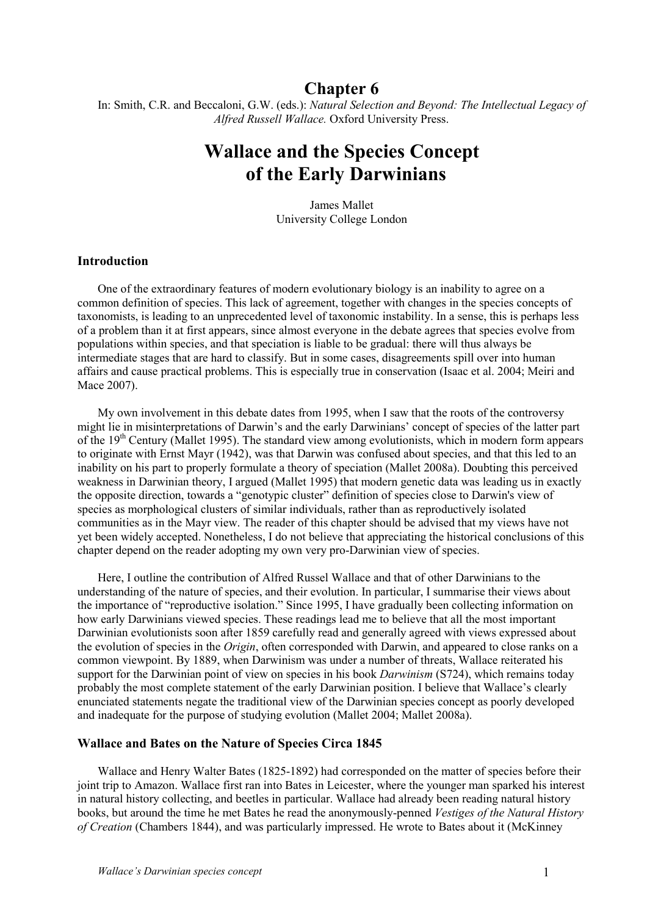# Chapter 6

In: Smith, C.R. and Beccaloni, G.W. (eds.): *Natural Selection and Beyond: The Intellectual Legacy of Alfred Russell Wallace.* Oxford University Press.

# Wallace and the Species Concept of the Early Darwinians

James Mallet
University College London

### Introduction

One of the extraordinary features of modern evolutionary biology is an inability to agree on a common definition of species. This lack of agreement, together with changes in the species concepts of taxonomists, is leading to an unprecedented level of taxonomic instability. In a sense, this is perhaps less of a problem than it at first appears, since almost everyone in the debate agrees that species evolve from populations within species, and that speciation is liable to be gradual: there will thus always be intermediate stages that are hard to classify. But in some cases, disagreements spill over into human affairs and cause practical problems. This is especially true in conservation (Isaac et al. 2004; Meiri and Mace 2007).

My own involvement in this debate dates from 1995, when I saw that the roots of the controversy might lie in misinterpretations of Darwin's and the early Darwinians' concept of species of the latter part of the 19th Century (Mallet 1995). The standard view among evolutionists, which in modern form appears to originate with Ernst Mayr (1942), was that Darwin was confused about species, and that this led to an inability on his part to properly formulate a theory of speciation (Mallet 2008a). Doubting this perceived weakness in Darwinian theory, I argued (Mallet 1995) that modern genetic data was leading us in exactly the opposite direction, towards a "genotypic cluster" definition of species close to Darwin's view of species as morphological clusters of similar individuals, rather than as reproductively isolated communities as in the Mayr view. The reader of this chapter should be advised that my views have not yet been widely accepted. Nonetheless, I do not believe that appreciating the historical conclusions of this chapter depend on the reader adopting my own very pro-Darwinian view of species.

Here, I outline the contribution of Alfred Russel Wallace and that of other Darwinians to the understanding of the nature of species, and their evolution. In particular, I summarise their views about the importance of "reproductive isolation." Since 1995, I have gradually been collecting information on how early Darwinians viewed species. These readings lead me to believe that all the most important Darwinian evolutionists soon after 1859 carefully read and generally agreed with views expressed about the evolution of species in the *Origin*, often corresponded with Darwin, and appeared to close ranks on a common viewpoint. By 1889, when Darwinism was under a number of threats, Wallace reiterated his support for the Darwinian point of view on species in his book *Darwinism* (S724), which remains today probably the most complete statement of the early Darwinian position. I believe that Wallace's clearly enunciated statements negate the traditional view of the Darwinian species concept as poorly developed and inadequate for the purpose of studying evolution (Mallet 2004; Mallet 2008a).

### Wallace and Bates on the Nature of Species Circa 1845

Wallace and Henry Walter Bates (1825-1892) had corresponded on the matter of species before their joint trip to Amazon. Wallace first ran into Bates in Leicester, where the younger man sparked his interest in natural history collecting, and beetles in particular. Wallace had already been reading natural history books, but around the time he met Bates he read the anonymously-penned *Vestiges of the Natural History of Creation* (Chambers 1844), and was particularly impressed. He wrote to Bates about it (McKinney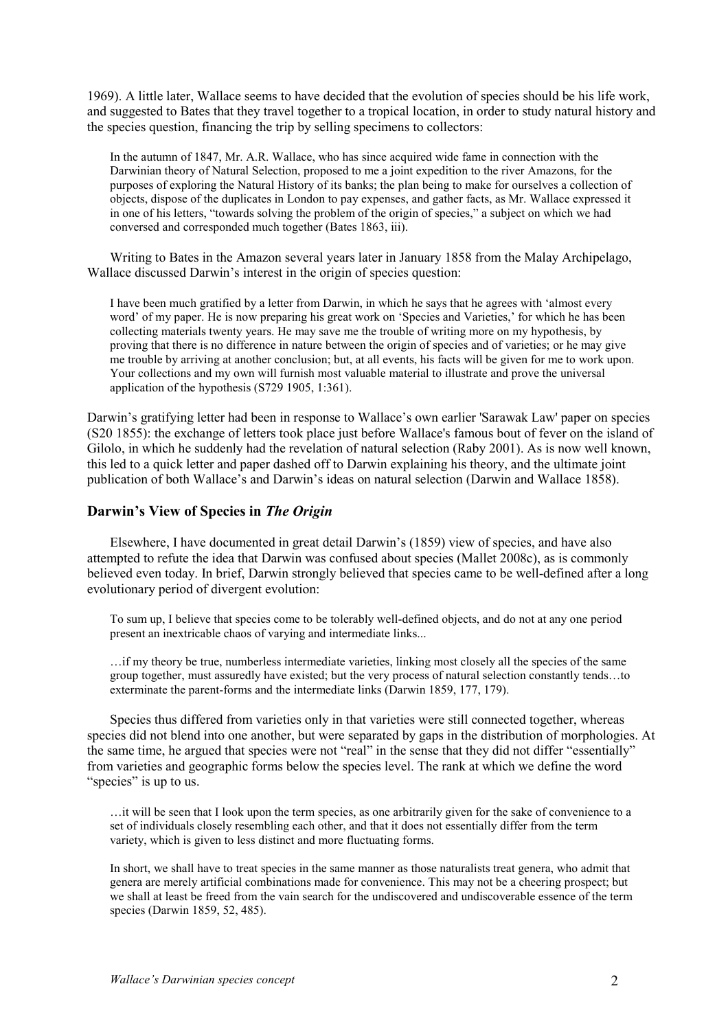1969). A little later, Wallace seems to have decided that the evolution of species should be his life work, and suggested to Bates that they travel together to a tropical location, in order to study natural history and the species question, financing the trip by selling specimens to collectors:

> In the autumn of 1847, Mr. A.R. Wallace, who has since acquired wide fame in connection with the Darwinian theory of Natural Selection, proposed to me a joint expedition to the river Amazons, for the purposes of exploring the Natural History of its banks; the plan being to make for ourselves a collection of objects, dispose of the duplicates in London to pay expenses, and gather facts, as Mr. Wallace expressed it in one of his letters, "towards solving the problem of the origin of species," a subject on which we had conversed and corresponded much together (Bates 1863, iii).

Writing to Bates in the Amazon several years later in January 1858 from the Malay Archipelago, Wallace discussed Darwin's interest in the origin of species question:

> I have been much gratified by a letter from Darwin, in which he says that he agrees with 'almost every word' of my paper. He is now preparing his great work on 'Species and Varieties,' for which he has been collecting materials twenty years. He may save me the trouble of writing more on my hypothesis, by proving that there is no difference in nature between the origin of species and of varieties; or he may give me trouble by arriving at another conclusion; but, at all events, his facts will be given for me to work upon. Your collections and my own will furnish most valuable material to illustrate and prove the universal application of the hypothesis (S729 1905, 1:361).

Darwin's gratifying letter had been in response to Wallace's own earlier 'Sarawak Law' paper on species (S20 1855): the exchange of letters took place just before Wallace's famous bout of fever on the island of Gilolo, in which he suddenly had the revelation of natural selection (Raby 2001). As is now well known, this led to a quick letter and paper dashed off to Darwin explaining his theory, and the ultimate joint publication of both Wallace's and Darwin's ideas on natural selection (Darwin and Wallace 1858).

## Darwin's View of Species in *The Origin*

Elsewhere, I have documented in great detail Darwin's (1859) view of species, and have also attempted to refute the idea that Darwin was confused about species (Mallet 2008c), as is commonly believed even today. In brief, Darwin strongly believed that species came to be well-defined after a long evolutionary period of divergent evolution:

> To sum up, I believe that species come to be tolerably well-defined objects, and do not at any one period present an inextricable chaos of varying and intermediate links...
>
> …if my theory be true, numberless intermediate varieties, linking most closely all the species of the same group together, must assuredly have existed; but the very process of natural selection constantly tends…to exterminate the parent-forms and the intermediate links (Darwin 1859, 177, 179).

Species thus differed from varieties only in that varieties were still connected together, whereas species did not blend into one another, but were separated by gaps in the distribution of morphologies. At the same time, he argued that species were not "real" in the sense that they did not differ "essentially" from varieties and geographic forms below the species level. The rank at which we define the word "species" is up to us.

> …it will be seen that I look upon the term species, as one arbitrarily given for the sake of convenience to a set of individuals closely resembling each other, and that it does not essentially differ from the term variety, which is given to less distinct and more fluctuating forms.
>
> In short, we shall have to treat species in the same manner as those naturalists treat genera, who admit that genera are merely artificial combinations made for convenience. This may not be a cheering prospect; but we shall at least be freed from the vain search for the undiscovered and undiscoverable essence of the term species (Darwin 1859, 52, 485).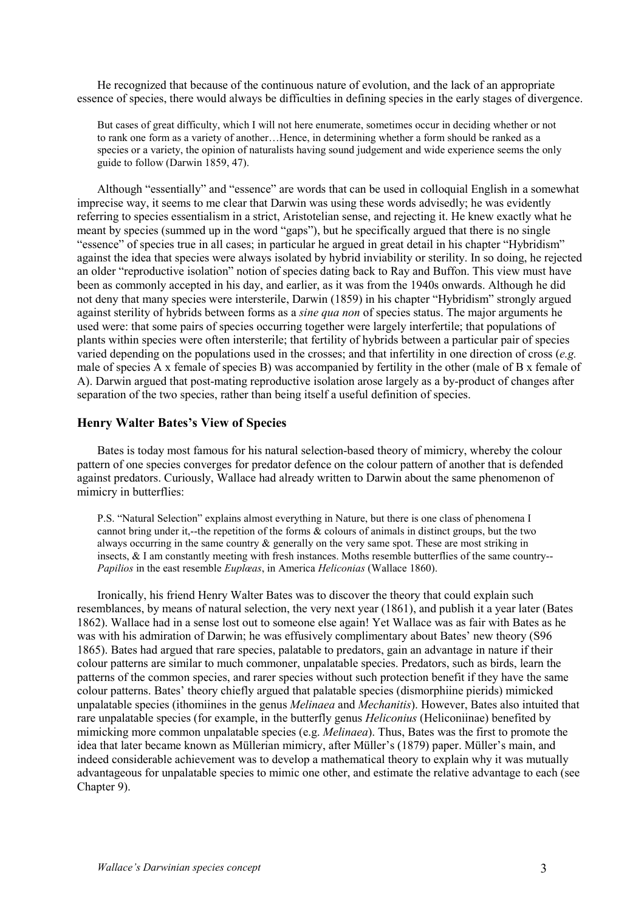He recognized that because of the continuous nature of evolution, and the lack of an appropriate essence of species, there would always be difficulties in defining species in the early stages of divergence.

> But cases of great difficulty, which I will not here enumerate, sometimes occur in deciding whether or not to rank one form as a variety of another…Hence, in determining whether a form should be ranked as a species or a variety, the opinion of naturalists having sound judgement and wide experience seems the only guide to follow (Darwin 1859, 47).

Although "essentially" and "essence" are words that can be used in colloquial English in a somewhat imprecise way, it seems to me clear that Darwin was using these words advisedly; he was evidently referring to species essentialism in a strict, Aristotelian sense, and rejecting it. He knew exactly what he meant by species (summed up in the word "gaps"), but he specifically argued that there is no single "essence" of species true in all cases; in particular he argued in great detail in his chapter "Hybridism" against the idea that species were always isolated by hybrid inviability or sterility. In so doing, he rejected an older "reproductive isolation" notion of species dating back to Ray and Buffon. This view must have been as commonly accepted in his day, and earlier, as it was from the 1940s onwards. Although he did not deny that many species were intersterile, Darwin (1859) in his chapter "Hybridism" strongly argued against sterility of hybrids between forms as a *sine qua non* of species status. The major arguments he used were: that some pairs of species occurring together were largely interfertile; that populations of plants within species were often intersterile; that fertility of hybrids between a particular pair of species varied depending on the populations used in the crosses; and that infertility in one direction of cross (*e.g.* male of species A x female of species B) was accompanied by fertility in the other (male of B x female of A). Darwin argued that post-mating reproductive isolation arose largely as a by-product of changes after separation of the two species, rather than being itself a useful definition of species.

## Henry Walter Bates's View of Species

Bates is today most famous for his natural selection-based theory of mimicry, whereby the colour pattern of one species converges for predator defence on the colour pattern of another that is defended against predators. Curiously, Wallace had already written to Darwin about the same phenomenon of mimicry in butterflies:

> P.S. "Natural Selection" explains almost everything in Nature, but there is one class of phenomena I cannot bring under it,--the repetition of the forms & colours of animals in distinct groups, but the two always occurring in the same country & generally on the very same spot. These are most striking in insects, & I am constantly meeting with fresh instances. Moths resemble butterflies of the same country-- *Papilios* in the east resemble *Euplœas*, in America *Heliconias* (Wallace 1860).

Ironically, his friend Henry Walter Bates was to discover the theory that could explain such resemblances, by means of natural selection, the very next year (1861), and publish it a year later (Bates 1862). Wallace had in a sense lost out to someone else again! Yet Wallace was as fair with Bates as he was with his admiration of Darwin; he was effusively complimentary about Bates' new theory (S96 1865). Bates had argued that rare species, palatable to predators, gain an advantage in nature if their colour patterns are similar to much commoner, unpalatable species. Predators, such as birds, learn the patterns of the common species, and rarer species without such protection benefit if they have the same colour patterns. Bates' theory chiefly argued that palatable species (dismorphiine pierids) mimicked unpalatable species (ithomiines in the genus *Melinaea* and *Mechanitis*). However, Bates also intuited that rare unpalatable species (for example, in the butterfly genus *Heliconius* (Heliconiinae) benefited by mimicking more common unpalatable species (e.g. *Melinaea*). Thus, Bates was the first to promote the idea that later became known as Müllerian mimicry, after Müller's (1879) paper. Müller's main, and indeed considerable achievement was to develop a mathematical theory to explain why it was mutually advantageous for unpalatable species to mimic one other, and estimate the relative advantage to each (see Chapter 9).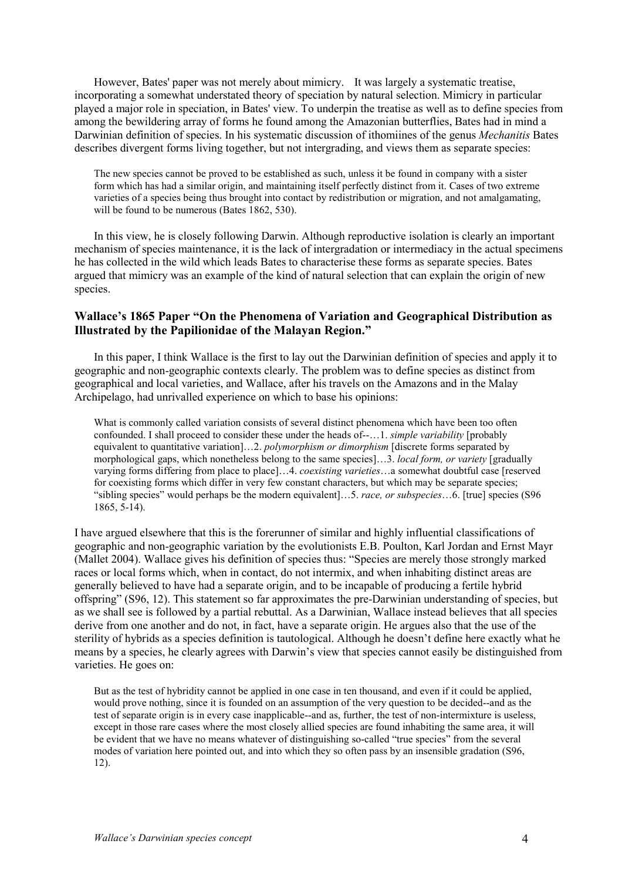However, Bates' paper was not merely about mimicry. It was largely a systematic treatise, incorporating a somewhat understated theory of speciation by natural selection. Mimicry in particular played a major role in speciation, in Bates' view. To underpin the treatise as well as to define species from among the bewildering array of forms he found among the Amazonian butterflies, Bates had in mind a Darwinian definition of species. In his systematic discussion of ithomiines of the genus *Mechanitis* Bates describes divergent forms living together, but not intergrading, and views them as separate species:

> The new species cannot be proved to be established as such, unless it be found in company with a sister form which has had a similar origin, and maintaining itself perfectly distinct from it. Cases of two extreme varieties of a species being thus brought into contact by redistribution or migration, and not amalgamating, will be found to be numerous (Bates 1862, 530).

In this view, he is closely following Darwin. Although reproductive isolation is clearly an important mechanism of species maintenance, it is the lack of intergradation or intermediacy in the actual specimens he has collected in the wild which leads Bates to characterise these forms as separate species. Bates argued that mimicry was an example of the kind of natural selection that can explain the origin of new species.

### Wallace's 1865 Paper "On the Phenomena of Variation and Geographical Distribution as Illustrated by the Papilionidae of the Malayan Region."

In this paper, I think Wallace is the first to lay out the Darwinian definition of species and apply it to geographic and non-geographic contexts clearly. The problem was to define species as distinct from geographical and local varieties, and Wallace, after his travels on the Amazons and in the Malay Archipelago, had unrivalled experience on which to base his opinions:

> What is commonly called variation consists of several distinct phenomena which have been too often confounded. I shall proceed to consider these under the heads of--…1. *simple variability* [probably equivalent to quantitative variation]…2. *polymorphism or dimorphism* [discrete forms separated by morphological gaps, which nonetheless belong to the same species]…3. *local form, or variety* [gradually varying forms differing from place to place]…4. *coexisting varieties*…a somewhat doubtful case [reserved for coexisting forms which differ in very few constant characters, but which may be separate species; "sibling species" would perhaps be the modern equivalent]…5. *race, or subspecies*…6. [true] species (S96 1865, 5-14).

I have argued elsewhere that this is the forerunner of similar and highly influential classifications of geographic and non-geographic variation by the evolutionists E.B. Poulton, Karl Jordan and Ernst Mayr (Mallet 2004). Wallace gives his definition of species thus: "Species are merely those strongly marked races or local forms which, when in contact, do not intermix, and when inhabiting distinct areas are generally believed to have had a separate origin, and to be incapable of producing a fertile hybrid offspring" (S96, 12). This statement so far approximates the pre-Darwinian understanding of species, but as we shall see is followed by a partial rebuttal. As a Darwinian, Wallace instead believes that all species derive from one another and do not, in fact, have a separate origin. He argues also that the use of the sterility of hybrids as a species definition is tautological. Although he doesn't define here exactly what he means by a species, he clearly agrees with Darwin's view that species cannot easily be distinguished from varieties. He goes on:

> But as the test of hybridity cannot be applied in one case in ten thousand, and even if it could be applied, would prove nothing, since it is founded on an assumption of the very question to be decided--and as the test of separate origin is in every case inapplicable--and as, further, the test of non-intermixture is useless, except in those rare cases where the most closely allied species are found inhabiting the same area, it will be evident that we have no means whatever of distinguishing so-called "true species" from the several modes of variation here pointed out, and into which they so often pass by an insensible gradation (S96, 12).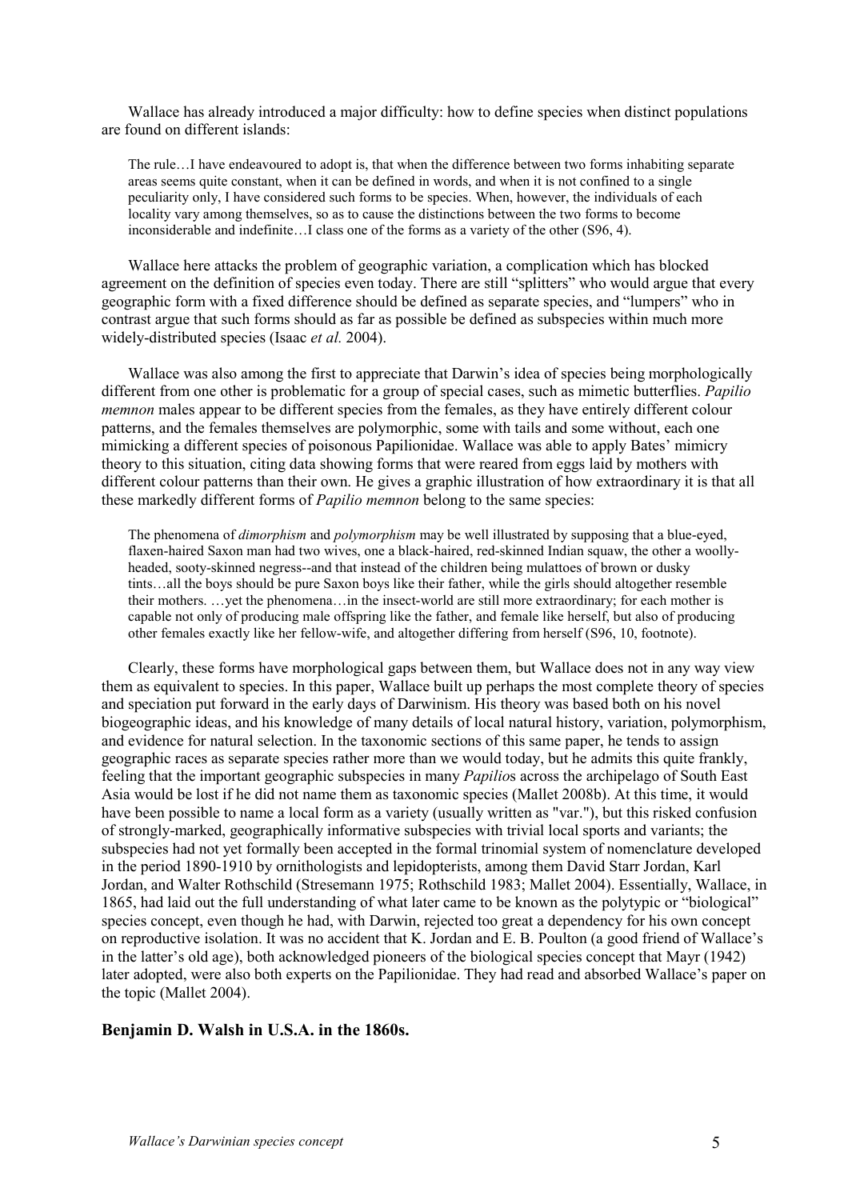Wallace has already introduced a major difficulty: how to define species when distinct populations are found on different islands:

> The rule…I have endeavoured to adopt is, that when the difference between two forms inhabiting separate areas seems quite constant, when it can be defined in words, and when it is not confined to a single peculiarity only, I have considered such forms to be species. When, however, the individuals of each locality vary among themselves, so as to cause the distinctions between the two forms to become inconsiderable and indefinite…I class one of the forms as a variety of the other (S96, 4).

Wallace here attacks the problem of geographic variation, a complication which has blocked agreement on the definition of species even today. There are still "splitters" who would argue that every geographic form with a fixed difference should be defined as separate species, and "lumpers" who in contrast argue that such forms should as far as possible be defined as subspecies within much more widely-distributed species (Isaac *et al.* 2004).

Wallace was also among the first to appreciate that Darwin's idea of species being morphologically different from one other is problematic for a group of special cases, such as mimetic butterflies. *Papilio memnon* males appear to be different species from the females, as they have entirely different colour patterns, and the females themselves are polymorphic, some with tails and some without, each one mimicking a different species of poisonous Papilionidae. Wallace was able to apply Bates' mimicry theory to this situation, citing data showing forms that were reared from eggs laid by mothers with different colour patterns than their own. He gives a graphic illustration of how extraordinary it is that all these markedly different forms of *Papilio memnon* belong to the same species:

> The phenomena of *dimorphism* and *polymorphism* may be well illustrated by supposing that a blue-eyed, flaxen-haired Saxon man had two wives, one a black-haired, red-skinned Indian squaw, the other a woolly-headed, sooty-skinned negress--and that instead of the children being mulattoes of brown or dusky tints…all the boys should be pure Saxon boys like their father, while the girls should altogether resemble their mothers. …yet the phenomena…in the insect-world are still more extraordinary; for each mother is capable not only of producing male offspring like the father, and female like herself, but also of producing other females exactly like her fellow-wife, and altogether differing from herself (S96, 10, footnote).

Clearly, these forms have morphological gaps between them, but Wallace does not in any way view them as equivalent to species. In this paper, Wallace built up perhaps the most complete theory of species and speciation put forward in the early days of Darwinism. His theory was based both on his novel biogeographic ideas, and his knowledge of many details of local natural history, variation, polymorphism, and evidence for natural selection. In the taxonomic sections of this same paper, he tends to assign geographic races as separate species rather more than we would today, but he admits this quite frankly, feeling that the important geographic subspecies in many *Papilio*s across the archipelago of South East Asia would be lost if he did not name them as taxonomic species (Mallet 2008b). At this time, it would have been possible to name a local form as a variety (usually written as "var."), but this risked confusion of strongly-marked, geographically informative subspecies with trivial local sports and variants; the subspecies had not yet formally been accepted in the formal trinomial system of nomenclature developed in the period 1890-1910 by ornithologists and lepidopterists, among them David Starr Jordan, Karl Jordan, and Walter Rothschild (Stresemann 1975; Rothschild 1983; Mallet 2004). Essentially, Wallace, in 1865, had laid out the full understanding of what later came to be known as the polytypic or "biological" species concept, even though he had, with Darwin, rejected too great a dependency for his own concept on reproductive isolation. It was no accident that K. Jordan and E. B. Poulton (a good friend of Wallace's in the latter's old age), both acknowledged pioneers of the biological species concept that Mayr (1942) later adopted, were also both experts on the Papilionidae. They had read and absorbed Wallace's paper on the topic (Mallet 2004).

## Benjamin D. Walsh in U.S.A. in the 1860s.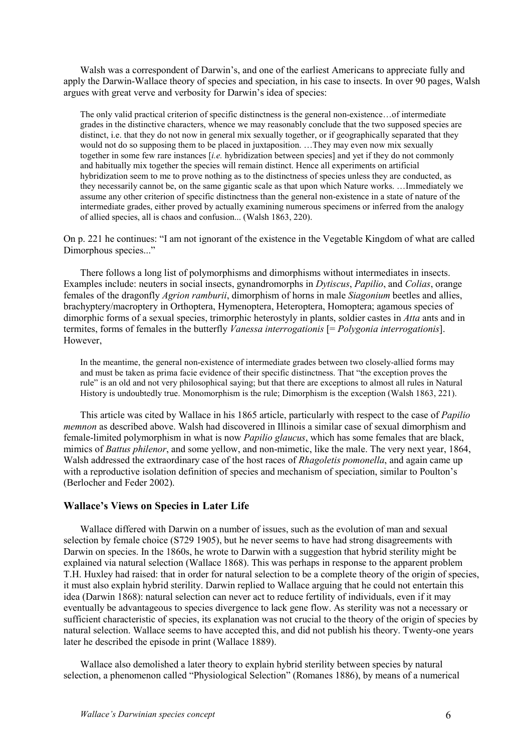Walsh was a correspondent of Darwin's, and one of the earliest Americans to appreciate fully and apply the Darwin-Wallace theory of species and speciation, in his case to insects. In over 90 pages, Walsh argues with great verve and verbosity for Darwin's idea of species:

> The only valid practical criterion of specific distinctness is the general non-existence…of intermediate grades in the distinctive characters, whence we may reasonably conclude that the two supposed species are distinct, i.e. that they do not now in general mix sexually together, or if geographically separated that they would not do so supposing them to be placed in juxtaposition. …They may even now mix sexually together in some few rare instances [*i.e.* hybridization between species] and yet if they do not commonly and habitually mix together the species will remain distinct. Hence all experiments on artificial hybridization seem to me to prove nothing as to the distinctness of species unless they are conducted, as they necessarily cannot be, on the same gigantic scale as that upon which Nature works. …Immediately we assume any other criterion of specific distinctness than the general non-existence in a state of nature of the intermediate grades, either proved by actually examining numerous specimens or inferred from the analogy of allied species, all is chaos and confusion... (Walsh 1863, 220).

On p. 221 he continues: "I am not ignorant of the existence in the Vegetable Kingdom of what are called Dimorphous species..."

There follows a long list of polymorphisms and dimorphisms without intermediates in insects. Examples include: neuters in social insects, gynandromorphs in *Dytiscus*, *Papilio*, and *Colias*, orange females of the dragonfly *Agrion ramburii*, dimorphism of horns in male *Siagonium* beetles and allies, brachyptery/macroptery in Orthoptera, Hymenoptera, Heteroptera, Homoptera; agamous species of dimorphic forms of a sexual species, trimorphic heterostyly in plants, soldier castes in *Atta* ants and in termites, forms of females in the butterfly *Vanessa interrogationis* [= *Polygonia interrogationis*]. However,

> In the meantime, the general non-existence of intermediate grades between two closely-allied forms may and must be taken as prima facie evidence of their specific distinctness. That "the exception proves the rule" is an old and not very philosophical saying; but that there are exceptions to almost all rules in Natural History is undoubtedly true. Monomorphism is the rule; Dimorphism is the exception (Walsh 1863, 221).

This article was cited by Wallace in his 1865 article, particularly with respect to the case of *Papilio memnon* as described above. Walsh had discovered in Illinois a similar case of sexual dimorphism and female-limited polymorphism in what is now *Papilio glaucus*, which has some females that are black, mimics of *Battus philenor*, and some yellow, and non-mimetic, like the male. The very next year, 1864, Walsh addressed the extraordinary case of the host races of *Rhagoletis pomonella*, and again came up with a reproductive isolation definition of species and mechanism of speciation, similar to Poulton's (Berlocher and Feder 2002).

## Wallace's Views on Species in Later Life

Wallace differed with Darwin on a number of issues, such as the evolution of man and sexual selection by female choice (S729 1905), but he never seems to have had strong disagreements with Darwin on species. In the 1860s, he wrote to Darwin with a suggestion that hybrid sterility might be explained via natural selection (Wallace 1868). This was perhaps in response to the apparent problem T.H. Huxley had raised: that in order for natural selection to be a complete theory of the origin of species, it must also explain hybrid sterility. Darwin replied to Wallace arguing that he could not entertain this idea (Darwin 1868): natural selection can never act to reduce fertility of individuals, even if it may eventually be advantageous to species divergence to lack gene flow. As sterility was not a necessary or sufficient characteristic of species, its explanation was not crucial to the theory of the origin of species by natural selection. Wallace seems to have accepted this, and did not publish his theory. Twenty-one years later he described the episode in print (Wallace 1889).

Wallace also demolished a later theory to explain hybrid sterility between species by natural selection, a phenomenon called "Physiological Selection" (Romanes 1886), by means of a numerical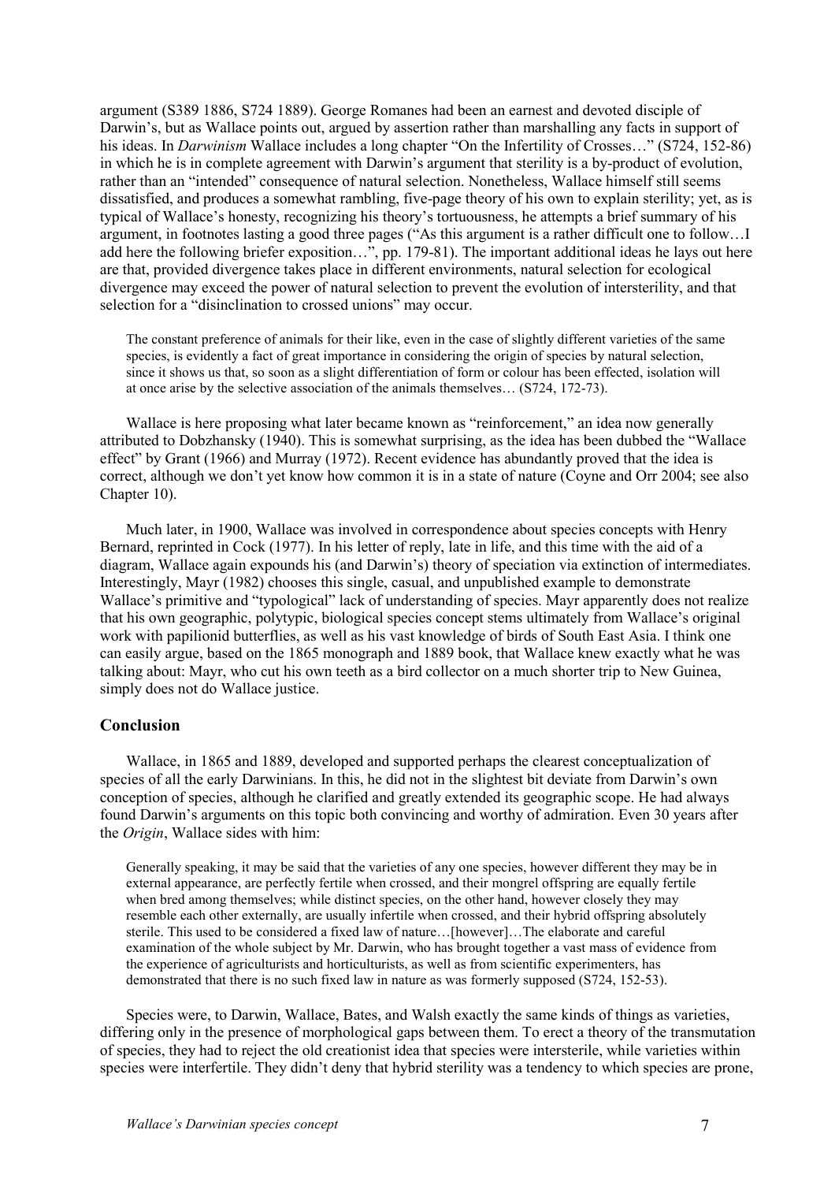argument (S389 1886, S724 1889). George Romanes had been an earnest and devoted disciple of Darwin's, but as Wallace points out, argued by assertion rather than marshalling any facts in support of his ideas. In *Darwinism* Wallace includes a long chapter "On the Infertility of Crosses…" (S724, 152-86) in which he is in complete agreement with Darwin's argument that sterility is a by-product of evolution, rather than an "intended" consequence of natural selection. Nonetheless, Wallace himself still seems dissatisfied, and produces a somewhat rambling, five-page theory of his own to explain sterility; yet, as is typical of Wallace's honesty, recognizing his theory's tortuousness, he attempts a brief summary of his argument, in footnotes lasting a good three pages ("As this argument is a rather difficult one to follow…I add here the following briefer exposition…", pp. 179-81). The important additional ideas he lays out here are that, provided divergence takes place in different environments, natural selection for ecological divergence may exceed the power of natural selection to prevent the evolution of intersterility, and that selection for a "disinclination to crossed unions" may occur.

> The constant preference of animals for their like, even in the case of slightly different varieties of the same species, is evidently a fact of great importance in considering the origin of species by natural selection, since it shows us that, so soon as a slight differentiation of form or colour has been effected, isolation will at once arise by the selective association of the animals themselves… (S724, 172-73).

Wallace is here proposing what later became known as "reinforcement," an idea now generally attributed to Dobzhansky (1940). This is somewhat surprising, as the idea has been dubbed the "Wallace effect" by Grant (1966) and Murray (1972). Recent evidence has abundantly proved that the idea is correct, although we don't yet know how common it is in a state of nature (Coyne and Orr 2004; see also Chapter 10).

Much later, in 1900, Wallace was involved in correspondence about species concepts with Henry Bernard, reprinted in Cock (1977). In his letter of reply, late in life, and this time with the aid of a diagram, Wallace again expounds his (and Darwin's) theory of speciation via extinction of intermediates. Interestingly, Mayr (1982) chooses this single, casual, and unpublished example to demonstrate Wallace's primitive and "typological" lack of understanding of species. Mayr apparently does not realize that his own geographic, polytypic, biological species concept stems ultimately from Wallace's original work with papilionid butterflies, as well as his vast knowledge of birds of South East Asia. I think one can easily argue, based on the 1865 monograph and 1889 book, that Wallace knew exactly what he was talking about: Mayr, who cut his own teeth as a bird collector on a much shorter trip to New Guinea, simply does not do Wallace justice.

## Conclusion

Wallace, in 1865 and 1889, developed and supported perhaps the clearest conceptualization of species of all the early Darwinians. In this, he did not in the slightest bit deviate from Darwin's own conception of species, although he clarified and greatly extended its geographic scope. He had always found Darwin's arguments on this topic both convincing and worthy of admiration. Even 30 years after the *Origin*, Wallace sides with him:

> Generally speaking, it may be said that the varieties of any one species, however different they may be in external appearance, are perfectly fertile when crossed, and their mongrel offspring are equally fertile when bred among themselves; while distinct species, on the other hand, however closely they may resemble each other externally, are usually infertile when crossed, and their hybrid offspring absolutely sterile. This used to be considered a fixed law of nature…[however]…The elaborate and careful examination of the whole subject by Mr. Darwin, who has brought together a vast mass of evidence from the experience of agriculturists and horticulturists, as well as from scientific experimenters, has demonstrated that there is no such fixed law in nature as was formerly supposed (S724, 152-53).

Species were, to Darwin, Wallace, Bates, and Walsh exactly the same kinds of things as varieties, differing only in the presence of morphological gaps between them. To erect a theory of the transmutation of species, they had to reject the old creationist idea that species were intersterile, while varieties within species were interfertile. They didn't deny that hybrid sterility was a tendency to which species are prone,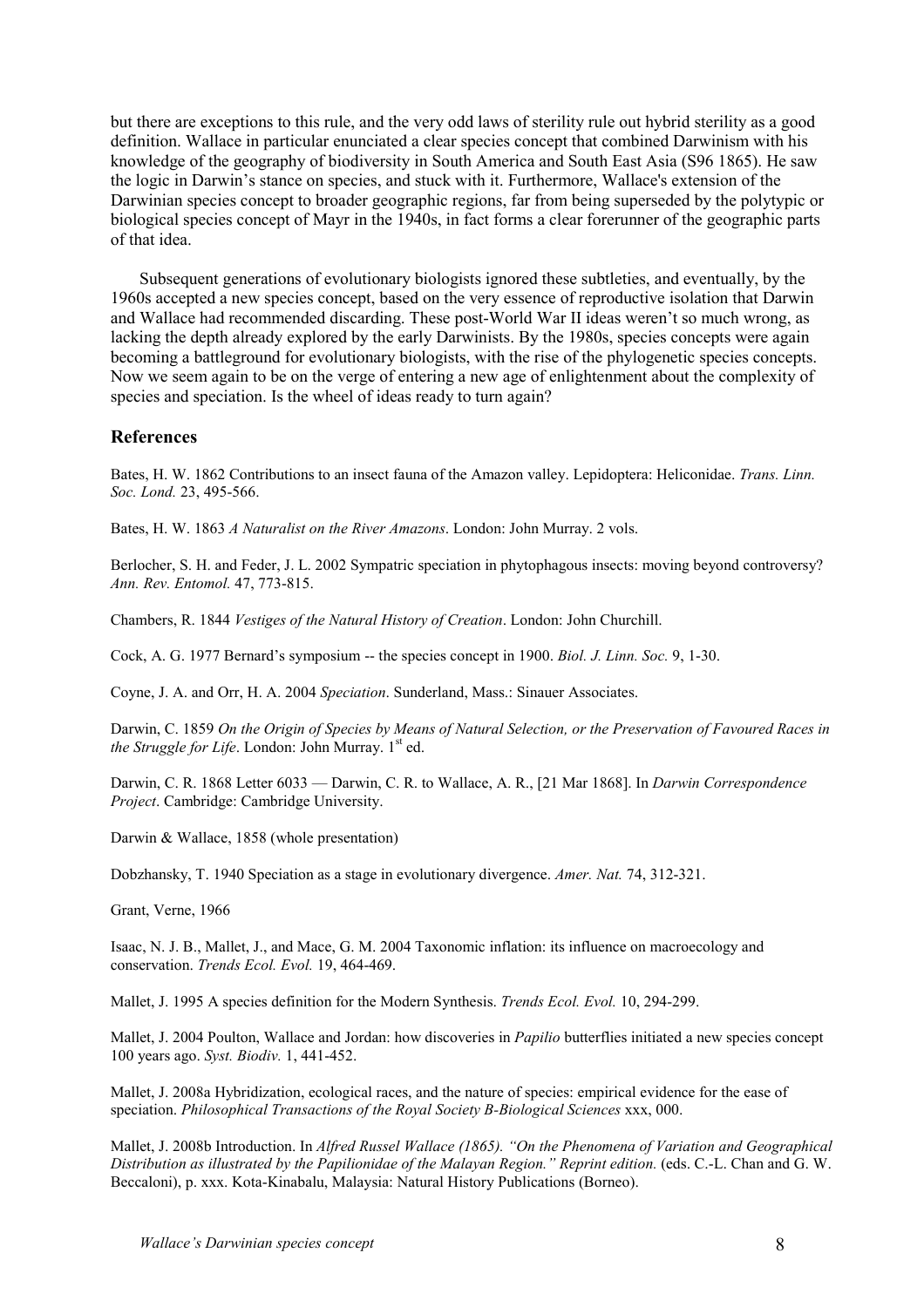but there are exceptions to this rule, and the very odd laws of sterility rule out hybrid sterility as a good definition. Wallace in particular enunciated a clear species concept that combined Darwinism with his knowledge of the geography of biodiversity in South America and South East Asia (S96 1865). He saw the logic in Darwin's stance on species, and stuck with it. Furthermore, Wallace's extension of the Darwinian species concept to broader geographic regions, far from being superseded by the polytypic or biological species concept of Mayr in the 1940s, in fact forms a clear forerunner of the geographic parts of that idea.

Subsequent generations of evolutionary biologists ignored these subtleties, and eventually, by the 1960s accepted a new species concept, based on the very essence of reproductive isolation that Darwin and Wallace had recommended discarding. These post-World War II ideas weren't so much wrong, as lacking the depth already explored by the early Darwinists. By the 1980s, species concepts were again becoming a battleground for evolutionary biologists, with the rise of the phylogenetic species concepts. Now we seem again to be on the verge of entering a new age of enlightenment about the complexity of species and speciation. Is the wheel of ideas ready to turn again?

## References

Bates, H. W. 1862 Contributions to an insect fauna of the Amazon valley. Lepidoptera: Heliconidae. *Trans. Linn. Soc. Lond.* 23, 495-566.

Bates, H. W. 1863 *A Naturalist on the River Amazons*. London: John Murray. 2 vols.

Berlocher, S. H. and Feder, J. L. 2002 Sympatric speciation in phytophagous insects: moving beyond controversy? *Ann. Rev. Entomol.* 47, 773-815.

Chambers, R. 1844 *Vestiges of the Natural History of Creation*. London: John Churchill.

Cock, A. G. 1977 Bernard's symposium -- the species concept in 1900. *Biol. J. Linn. Soc.* 9, 1-30.

Coyne, J. A. and Orr, H. A. 2004 *Speciation*. Sunderland, Mass.: Sinauer Associates.

Darwin, C. 1859 *On the Origin of Species by Means of Natural Selection, or the Preservation of Favoured Races in the Struggle for Life*. London: John Murray. 1st ed.

Darwin, C. R. 1868 Letter 6033 — Darwin, C. R. to Wallace, A. R., [21 Mar 1868]. In *Darwin Correspondence Project*. Cambridge: Cambridge University.

Darwin & Wallace, 1858 (whole presentation)

Dobzhansky, T. 1940 Speciation as a stage in evolutionary divergence. *Amer. Nat.* 74, 312-321.

Grant, Verne, 1966

Isaac, N. J. B., Mallet, J., and Mace, G. M. 2004 Taxonomic inflation: its influence on macroecology and conservation. *Trends Ecol. Evol.* 19, 464-469.

Mallet, J. 1995 A species definition for the Modern Synthesis. *Trends Ecol. Evol.* 10, 294-299.

Mallet, J. 2004 Poulton, Wallace and Jordan: how discoveries in *Papilio* butterflies initiated a new species concept 100 years ago. *Syst. Biodiv.* 1, 441-452.

Mallet, J. 2008a Hybridization, ecological races, and the nature of species: empirical evidence for the ease of speciation. *Philosophical Transactions of the Royal Society B-Biological Sciences* xxx, 000.

Mallet, J. 2008b Introduction. In *Alfred Russel Wallace (1865). "On the Phenomena of Variation and Geographical Distribution as illustrated by the Papilionidae of the Malayan Region." Reprint edition.* (eds. C.-L. Chan and G. W. Beccaloni), p. xxx. Kota-Kinabalu, Malaysia: Natural History Publications (Borneo).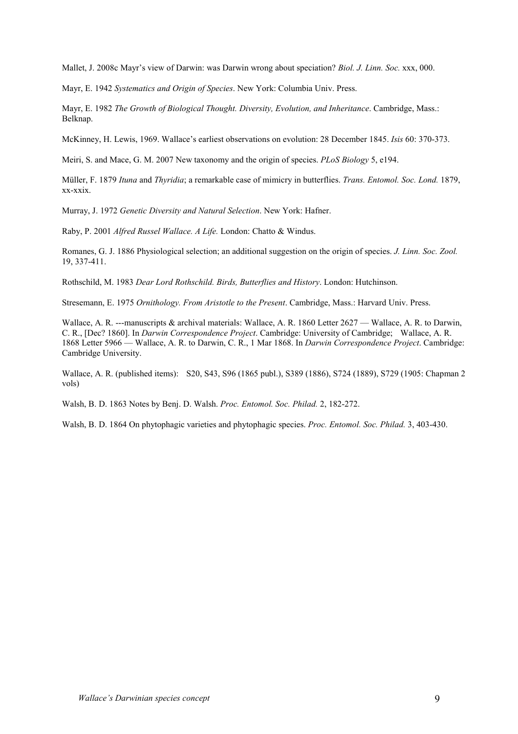Mallet, J. 2008c Mayr's view of Darwin: was Darwin wrong about speciation? *Biol. J. Linn. Soc.* xxx, 000.

Mayr, E. 1942 *Systematics and Origin of Species*. New York: Columbia Univ. Press.

Mayr, E. 1982 *The Growth of Biological Thought. Diversity, Evolution, and Inheritance*. Cambridge, Mass.: Belknap.

McKinney, H. Lewis, 1969. Wallace's earliest observations on evolution: 28 December 1845. *Isis* 60: 370-373.

Meiri, S. and Mace, G. M. 2007 New taxonomy and the origin of species. *PLoS Biology* 5, e194.

Müller, F. 1879 *Ituna* and *Thyridia*; a remarkable case of mimicry in butterflies. *Trans. Entomol. Soc. Lond.* 1879, xx-xxix.

Murray, J. 1972 *Genetic Diversity and Natural Selection*. New York: Hafner.

Raby, P. 2001 *Alfred Russel Wallace. A Life.* London: Chatto & Windus.

Romanes, G. J. 1886 Physiological selection; an additional suggestion on the origin of species. *J. Linn. Soc. Zool.* 19, 337-411.

Rothschild, M. 1983 *Dear Lord Rothschild. Birds, Butterflies and History*. London: Hutchinson.

Stresemann, E. 1975 *Ornithology. From Aristotle to the Present*. Cambridge, Mass.: Harvard Univ. Press.

Wallace, A. R. ---manuscripts & archival materials: Wallace, A. R. 1860 Letter 2627 — Wallace, A. R. to Darwin, C. R., [Dec? 1860]. In *Darwin Correspondence Project*. Cambridge: University of Cambridge; Wallace, A. R. 1868 Letter 5966 — Wallace, A. R. to Darwin, C. R., 1 Mar 1868. In *Darwin Correspondence Project*. Cambridge: Cambridge University.

Wallace, A. R. (published items): S20, S43, S96 (1865 publ.), S389 (1886), S724 (1889), S729 (1905: Chapman 2 vols)

Walsh, B. D. 1863 Notes by Benj. D. Walsh. *Proc. Entomol. Soc. Philad.* 2, 182-272.

Walsh, B. D. 1864 On phytophagic varieties and phytophagic species. *Proc. Entomol. Soc. Philad.* 3, 403-430.